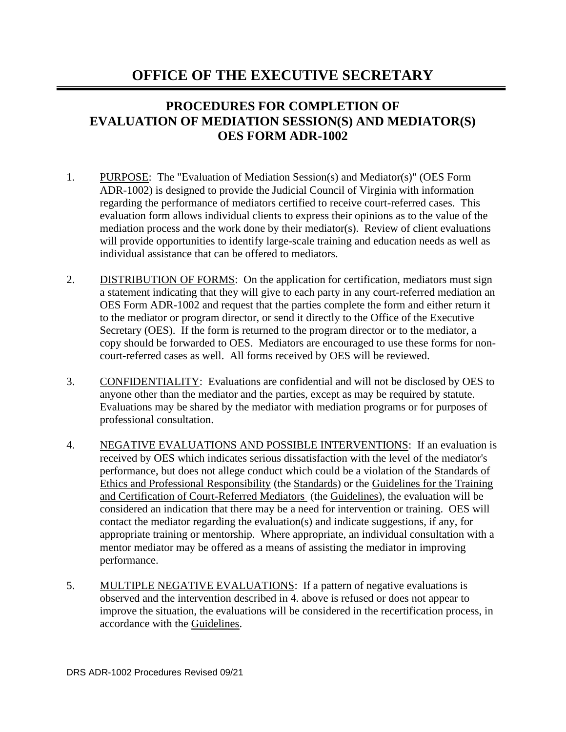# OFFICE OF THE EXECUTIVE SECRETARY

## PROCEDURES FOR COMPLETION OF EVALUATION OF MEDIATION SESSION(S) AND MEDIATOR(S) OES FORM ADR-1002

1. PURPOSE: The "Evaluation of Mediation Session(s) and Mediator(s)" (OES Form ADR-1002) is designed to provide the Judicial Council of Virginia with information regarding the performance of mediators certified to receive court-referred cases. This evaluation form allows individual clients to express their opinions as to the value of the mediation process and the work done by their mediator(s). Review of client evaluations will provide opportunities to identify large-scale training and education needs as well as individual assistance that can be offered to mediators.

2. DISTRIBUTION OF FORMS: On the application for certification, mediators must sign a statement indicating that they will give to each party in any court-referred mediation an OES Form ADR-1002 and request that the parties complete the form and either return it to the mediator or program director, or send it directly to the Office of the Executive Secretary (OES). If the form is returned to the program director or to the mediator, a copy should be forwarded to OES. Mediators are encouraged to use these forms for non-court-referred cases as well. All forms received by OES will be reviewed.

3. CONFIDENTIALITY: Evaluations are confidential and will not be disclosed by OES to anyone other than the mediator and the parties, except as may be required by statute. Evaluations may be shared by the mediator with mediation programs or for purposes of professional consultation.

4. NEGATIVE EVALUATIONS AND POSSIBLE INTERVENTIONS: If an evaluation is received by OES which indicates serious dissatisfaction with the level of the mediator's performance, but does not allege conduct which could be a violation of the Standards of Ethics and Professional Responsibility (the Standards) or the Guidelines for the Training and Certification of Court-Referred Mediators (the Guidelines), the evaluation will be considered an indication that there may be a need for intervention or training. OES will contact the mediator regarding the evaluation(s) and indicate suggestions, if any, for appropriate training or mentorship. Where appropriate, an individual consultation with a mentor mediator may be offered as a means of assisting the mediator in improving performance.

5. MULTIPLE NEGATIVE EVALUATIONS: If a pattern of negative evaluations is observed and the intervention described in 4. above is refused or does not appear to improve the situation, the evaluations will be considered in the recertification process, in accordance with the Guidelines.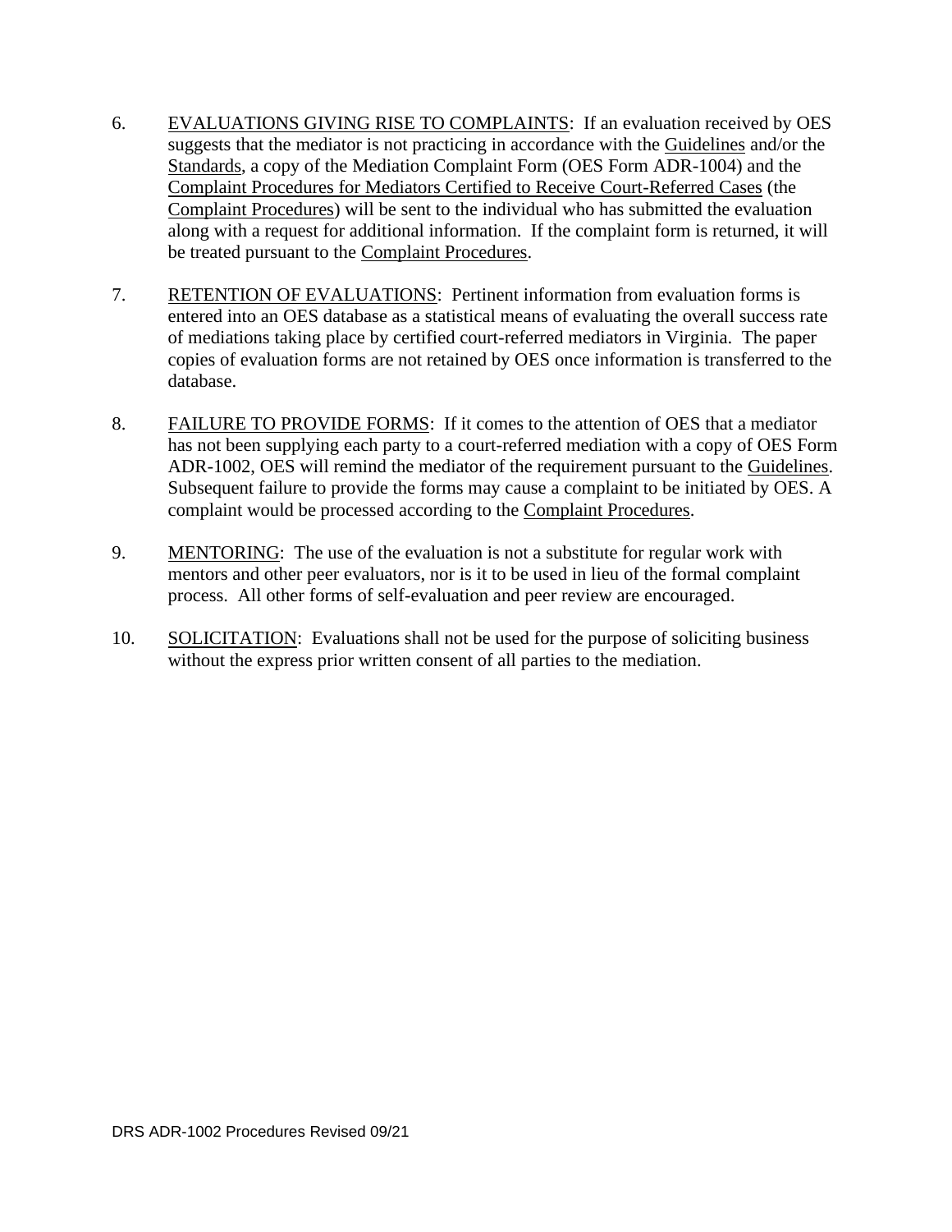6. EVALUATIONS GIVING RISE TO COMPLAINTS: If an evaluation received by OES suggests that the mediator is not practicing in accordance with the Guidelines and/or the Standards, a copy of the Mediation Complaint Form (OES Form ADR-1004) and the Complaint Procedures for Mediators Certified to Receive Court-Referred Cases (the Complaint Procedures) will be sent to the individual who has submitted the evaluation along with a request for additional information. If the complaint form is returned, it will be treated pursuant to the Complaint Procedures.

7. RETENTION OF EVALUATIONS: Pertinent information from evaluation forms is entered into an OES database as a statistical means of evaluating the overall success rate of mediations taking place by certified court-referred mediators in Virginia. The paper copies of evaluation forms are not retained by OES once information is transferred to the database.

8. FAILURE TO PROVIDE FORMS: If it comes to the attention of OES that a mediator has not been supplying each party to a court-referred mediation with a copy of OES Form ADR-1002, OES will remind the mediator of the requirement pursuant to the Guidelines. Subsequent failure to provide the forms may cause a complaint to be initiated by OES. A complaint would be processed according to the Complaint Procedures.

9. MENTORING: The use of the evaluation is not a substitute for regular work with mentors and other peer evaluators, nor is it to be used in lieu of the formal complaint process. All other forms of self-evaluation and peer review are encouraged.

10. SOLICITATION: Evaluations shall not be used for the purpose of soliciting business without the express prior written consent of all parties to the mediation.